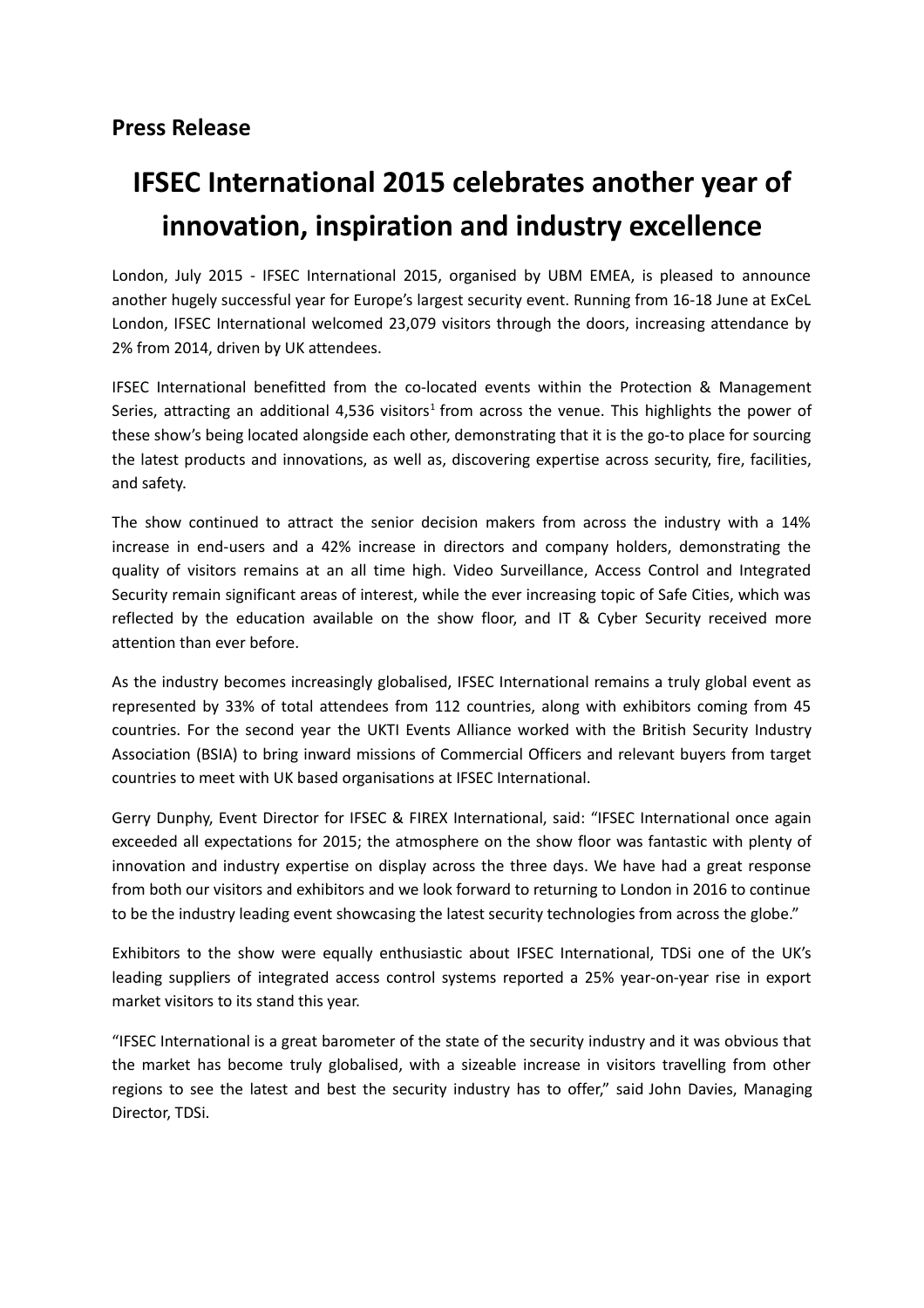## Press Release

# IFSEC International 2015 celebrates another year of innovation, inspiration and industry excellence

London, July 2015 - IFSEC International 2015, organised by UBM EMEA, is pleased to announce another hugely successful year for Europe's largest security event. Running from 16-18 June at ExCeL London, IFSEC International welcomed 23,079 visitors through the doors, increasing attendance by 2% from 2014, driven by UK attendees.

IFSEC International benefitted from the co-located events within the Protection & Management Series, attracting an additional 4,536 visitors[1] from across the venue. This highlights the power of these show's being located alongside each other, demonstrating that it is the go-to place for sourcing the latest products and innovations, as well as, discovering expertise across security, fire, facilities, and safety.

The show continued to attract the senior decision makers from across the industry with a 14% increase in end-users and a 42% increase in directors and company holders, demonstrating the quality of visitors remains at an all time high. Video Surveillance, Access Control and Integrated Security remain significant areas of interest, while the ever increasing topic of Safe Cities, which was reflected by the education available on the show floor, and IT & Cyber Security received more attention than ever before.

As the industry becomes increasingly globalised, IFSEC International remains a truly global event as represented by 33% of total attendees from 112 countries, along with exhibitors coming from 45 countries. For the second year the UKTI Events Alliance worked with the British Security Industry Association (BSIA) to bring inward missions of Commercial Officers and relevant buyers from target countries to meet with UK based organisations at IFSEC International.

Gerry Dunphy, Event Director for IFSEC & FIREX International, said: "IFSEC International once again exceeded all expectations for 2015; the atmosphere on the show floor was fantastic with plenty of innovation and industry expertise on display across the three days. We have had a great response from both our visitors and exhibitors and we look forward to returning to London in 2016 to continue to be the industry leading event showcasing the latest security technologies from across the globe."

Exhibitors to the show were equally enthusiastic about IFSEC International, TDSi one of the UK's leading suppliers of integrated access control systems reported a 25% year-on-year rise in export market visitors to its stand this year.

"IFSEC International is a great barometer of the state of the security industry and it was obvious that the market has become truly globalised, with a sizeable increase in visitors travelling from other regions to see the latest and best the security industry has to offer," said John Davies, Managing Director, TDSi.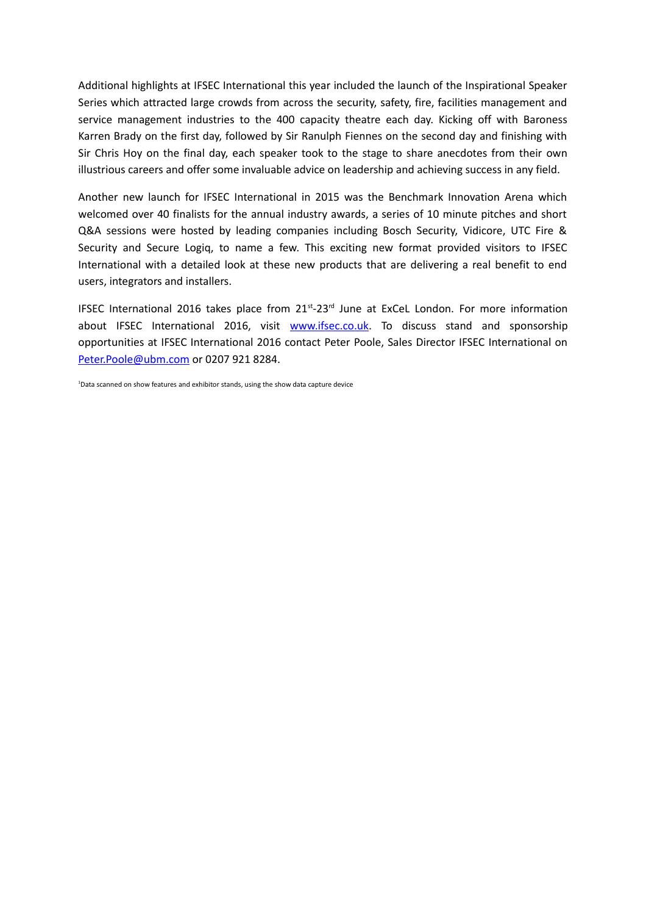Additional highlights at IFSEC International this year included the launch of the Inspirational Speaker Series which attracted large crowds from across the security, safety, fire, facilities management and service management industries to the 400 capacity theatre each day. Kicking off with Baroness Karren Brady on the first day, followed by Sir Ranulph Fiennes on the second day and finishing with Sir Chris Hoy on the final day, each speaker took to the stage to share anecdotes from their own illustrious careers and offer some invaluable advice on leadership and achieving success in any field.

Another new launch for IFSEC International in 2015 was the Benchmark Innovation Arena which welcomed over 40 finalists for the annual industry awards, a series of 10 minute pitches and short Q&A sessions were hosted by leading companies including Bosch Security, Vidicore, UTC Fire & Security and Secure Logiq, to name a few. This exciting new format provided visitors to IFSEC International with a detailed look at these new products that are delivering a real benefit to end users, integrators and installers.

IFSEC International 2016 takes place from 21st-23rd June at ExCeL London. For more information about IFSEC International 2016, visit [www.ifsec.co.uk](http://www.ifsec.co.uk). To discuss stand and sponsorship opportunities at IFSEC International 2016 contact Peter Poole, Sales Director IFSEC International on [Peter.Poole@ubm.com](mailto:Peter.Poole@ubm.com) or 0207 921 8284.

[1]Data scanned on show features and exhibitor stands, using the show data capture device